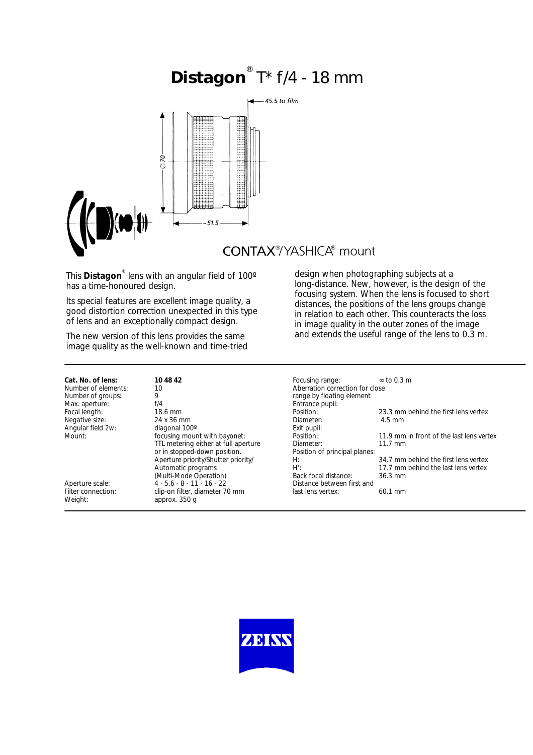# **Distagon**® T* f/4 - 18 mm

CONTAX®/YASHICA® mount

This **Distagon**® lens with an angular field of 100º has a time-honoured design.

Its special features are excellent image quality, a good distortion correction unexpected in this type of lens and an exceptionally compact design.

The new version of this lens provides the same image quality as the well-known and time-tried design when photographing subjects at a long-distance. New, however, is the design of the focusing system. When the lens is focused to short distances, the positions of the lens groups change in relation to each other. This counteracts the loss in image quality in the outer zones of the image and extends the useful range of the lens to 0.3 m.

| | |
|---|---|
| **Cat. No. of lens:** | **10 48 42** |
| Number of elements: | 10 |
| Number of groups: | 9 |
| Max. aperture: | f/4 |
| Focal length: | 18.6 mm |
| Negative size: | 24 x 36 mm |
| Angular field 2w: | diagonal 100º |
| Mount: | focusing mount with bayonet; TTL metering either at full aperture or in stopped-down position. Aperture priority/Shutter priority/ Automatic programs (Multi-Mode Operation) |
| Aperture scale: | 4 - 5.6 - 8 - 11 - 16 - 22 |
| Filter connection: | clip-on filter, diameter 70 mm |
| Weight: | approx. 350 g |
| Focusing range: | ∞ to 0.3 m |
| Aberration correction for close range by floating element | |
| Entrance pupil: | |
| Position: | 23.3 mm behind the first lens vertex |
| Diameter: | 4.5 mm |
| Exit pupil: | |
| Position: | 11.9 mm in front of the last lens vertex |
| Diameter: | 11.7 mm |
| Position of principal planes: | |
| H: | 34.7 mm behind the first lens vertex |
| H': | 17.7 mm behind the last lens vertex |
| Back focal distance: | 36.3 mm |
| Distance between first and last lens vertex: | 60.1 mm |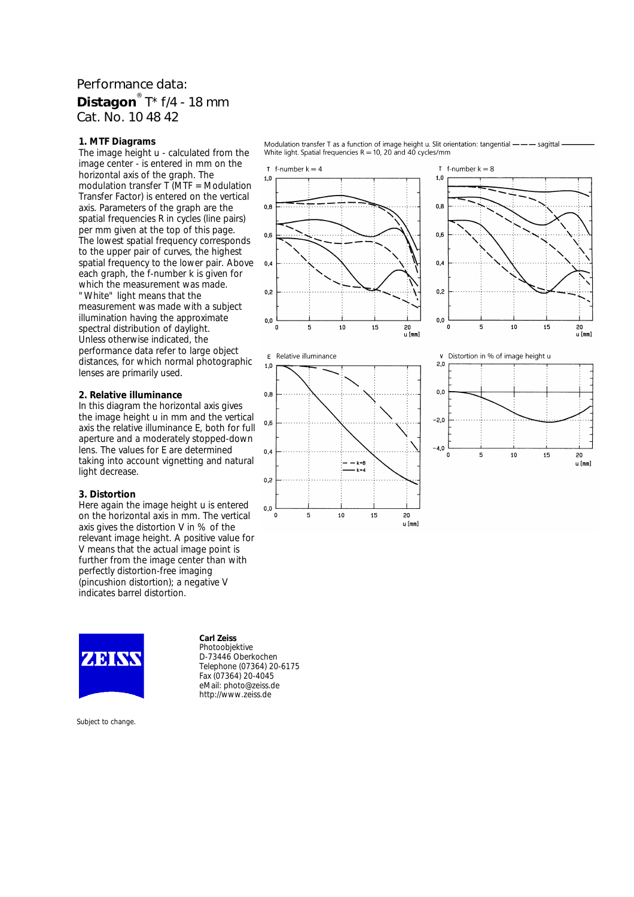Performance data:

# Distagon® T* f/4 - 18 mm

Cat. No. 10 48 42

### 1. MTF Diagrams

The image height u - calculated from the image center - is entered in mm on the horizontal axis of the graph. The modulation transfer T (MTF = Modulation Transfer Factor) is entered on the vertical axis. Parameters of the graph are the spatial frequencies R in cycles (line pairs) per mm given at the top of this page. The lowest spatial frequency corresponds to the upper pair of curves, the highest spatial frequency to the lower pair. Above each graph, the f-number k is given for which the measurement was made. "White" light means that the measurement was made with a subject illumination having the approximate spectral distribution of daylight. Unless otherwise indicated, the performance data refer to large object distances, for which normal photographic lenses are primarily used.

### 2. Relative illuminance

In this diagram the horizontal axis gives the image height u in mm and the vertical axis the relative illuminance E, both for full aperture and a moderately stopped-down lens. The values for E are determined taking into account vignetting and natural light decrease.

### 3. Distortion

Here again the image height u is entered on the horizontal axis in mm. The vertical axis gives the distortion V in % of the relevant image height. A positive value for V means that the actual image point is further from the image center than with perfectly distortion-free imaging (pincushion distortion); a negative V indicates barrel distortion.

Modulation transfer T as a function of image height u. Slit orientation: tangential – – – sagittal ——
White light. Spatial frequencies R = 10, 20 and 40 cycles/mm

T f-number k = 4
1,0
0,8
0,6
0,4
0,2
0,0
0 5 10 15 20
u [mm]

T f-number k = 8
1,0
0,8
0,6
0,4
0,2
0,0
0 5 10 15 20
u [mm]

E Relative illuminance
1,0
0,8
0,6
0,4
0,2
0,0
0 5 10 15 20
u [mm]
– – k=8
—— k=4

V Distortion in % of image height u
2,0
0,0
-2,0
-4,0
0 5 10 15 20
u [mm]

**Carl Zeiss**
Photoobjektive
D-73446 Oberkochen
Telephone (07364) 20-6175
Fax (07364) 20-4045
eMail: photo@zeiss.de
http://www.zeiss.de

Subject to change.